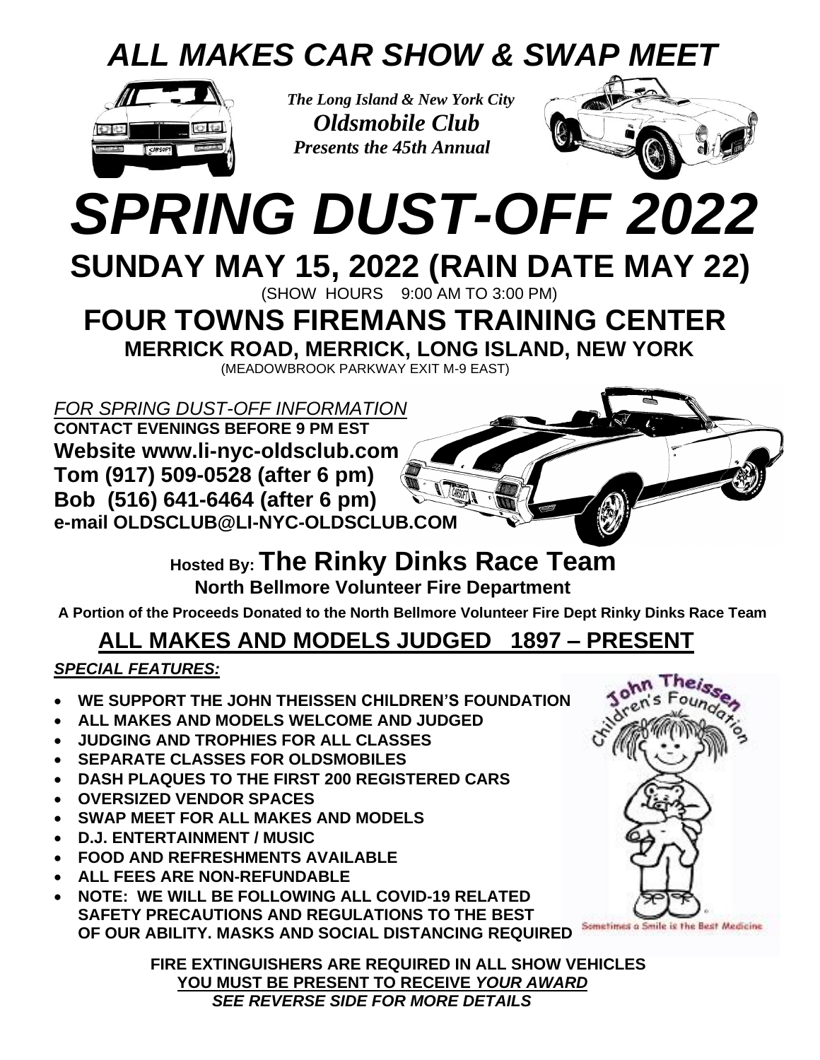# *ALL MAKES CAR SHOW & SWAP MEET*

***The Long Island & New York City***
***Oldsmobile Club***
***Presents the 45th Annual***

# *SPRING DUST-OFF 2022*

## SUNDAY MAY 15, 2022 (RAIN DATE MAY 22)

(SHOW HOURS 9:00 AM TO 3:00 PM)

## FOUR TOWNS FIREMANS TRAINING CENTER

### MERRICK ROAD, MERRICK, LONG ISLAND, NEW YORK

(MEADOWBROOK PARKWAY EXIT M-9 EAST)

*FOR SPRING DUST-OFF INFORMATION*
**CONTACT EVENINGS BEFORE 9 PM EST**
**Website www.li-nyc-oldsclub.com**
**Tom (917) 509-0528 (after 6 pm)**
**Bob (516) 641-6464 (after 6 pm)**
**e-mail OLDSCLUB@LI-NYC-OLDSCLUB.COM**

**Hosted By: The Rinky Dinks Race Team**
**North Bellmore Volunteer Fire Department**

**A Portion of the Proceeds Donated to the North Bellmore Volunteer Fire Dept Rinky Dinks Race Team**

## ALL MAKES AND MODELS JUDGED 1897 – PRESENT

***SPECIAL FEATURES:***

- **WE SUPPORT THE JOHN THEISSEN CHILDREN'S FOUNDATION**
- **ALL MAKES AND MODELS WELCOME AND JUDGED**
- **JUDGING AND TROPHIES FOR ALL CLASSES**
- **SEPARATE CLASSES FOR OLDSMOBILES**
- **DASH PLAQUES TO THE FIRST 200 REGISTERED CARS**
- **OVERSIZED VENDOR SPACES**
- **SWAP MEET FOR ALL MAKES AND MODELS**
- **D.J. ENTERTAINMENT / MUSIC**
- **FOOD AND REFRESHMENTS AVAILABLE**
- **ALL FEES ARE NON-REFUNDABLE**
- **NOTE: WE WILL BE FOLLOWING ALL COVID-19 RELATED SAFETY PRECAUTIONS AND REGULATIONS TO THE BEST OF OUR ABILITY. MASKS AND SOCIAL DISTANCING REQUIRED**

John Theissen Children's Foundation
Sometimes a Smile is the Best Medicine

**FIRE EXTINGUISHERS ARE REQUIRED IN ALL SHOW VEHICLES**
**YOU MUST BE PRESENT TO RECEIVE *YOUR AWARD***
***SEE REVERSE SIDE FOR MORE DETAILS***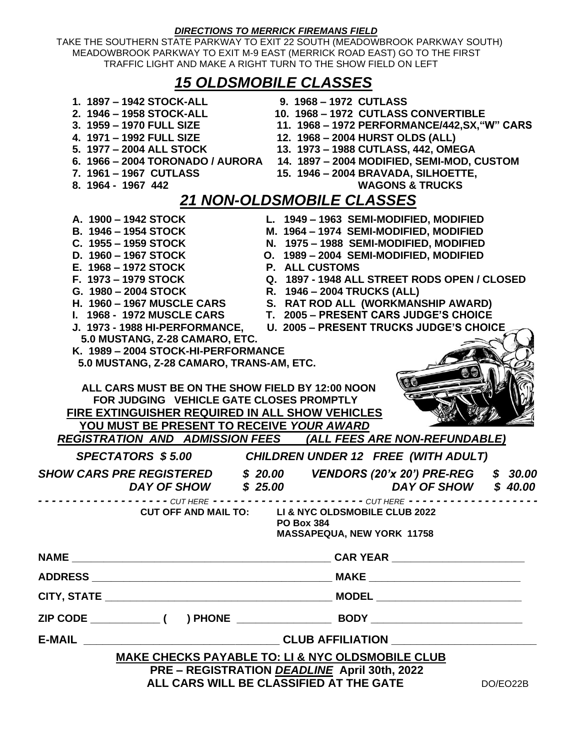***DIRECTIONS TO MERRICK FIREMANS FIELD***

TAKE THE SOUTHERN STATE PARKWAY TO EXIT 22 SOUTH (MEADOWBROOK PARKWAY SOUTH) MEADOWBROOK PARKWAY TO EXIT M-9 EAST (MERRICK ROAD EAST) GO TO THE FIRST TRAFFIC LIGHT AND MAKE A RIGHT TURN TO THE SHOW FIELD ON LEFT

## ***15 OLDSMOBILE CLASSES***

**1. 1897 – 1942 STOCK-ALL**
**2. 1946 – 1958 STOCK-ALL**
**3. 1959 – 1970 FULL SIZE**
**4. 1971 – 1992 FULL SIZE**
**5. 1977 – 2004 ALL STOCK**
**6. 1966 – 2004 TORONADO / AURORA**
**7. 1961 – 1967 CUTLASS**
**8. 1964 - 1967 442**
**9. 1968 – 1972 CUTLASS**
**10. 1968 – 1972 CUTLASS CONVERTIBLE**
**11. 1968 – 1972 PERFORMANCE/442,SX,"W" CARS**
**12. 1968 – 2004 HURST OLDS (ALL)**
**13. 1973 – 1988 CUTLASS, 442, OMEGA**
**14. 1897 – 2004 MODIFIED, SEMI-MOD, CUSTOM**
**15. 1946 – 2004 BRAVADA, SILHOETTE, WAGONS & TRUCKS**

## ***21 NON-OLDSMOBILE CLASSES***

**A. 1900 – 1942 STOCK**
**B. 1946 – 1954 STOCK**
**C. 1955 – 1959 STOCK**
**D. 1960 – 1967 STOCK**
**E. 1968 – 1972 STOCK**
**F. 1973 – 1979 STOCK**
**G. 1980 – 2004 STOCK**
**H. 1960 – 1967 MUSCLE CARS**
**I. 1968 - 1972 MUSCLE CARS**
**J. 1973 - 1988 HI-PERFORMANCE, 5.0 MUSTANG, Z-28 CAMARO, ETC.**
**K. 1989 – 2004 STOCK-HI-PERFORMANCE 5.0 MUSTANG, Z-28 CAMARO, TRANS-AM, ETC.**
**L. 1949 – 1963 SEMI-MODIFIED, MODIFIED**
**M. 1964 – 1974 SEMI-MODIFIED, MODIFIED**
**N. 1975 – 1988 SEMI-MODIFIED, MODIFIED**
**O. 1989 – 2004 SEMI-MODIFIED, MODIFIED**
**P. ALL CUSTOMS**
**Q. 1897 - 1948 ALL STREET RODS OPEN / CLOSED**
**R. 1946 – 2004 TRUCKS (ALL)**
**S. RAT ROD ALL (WORKMANSHIP AWARD)**
**T. 2005 – PRESENT CARS JUDGE'S CHOICE**
**U. 2005 – PRESENT TRUCKS JUDGE'S CHOICE**

**ALL CARS MUST BE ON THE SHOW FIELD BY 12:00 NOON FOR JUDGING VEHICLE GATE CLOSES PROMPTLY**

**FIRE EXTINGUISHER REQUIRED IN ALL SHOW VEHICLES**

**YOU MUST BE PRESENT TO RECEIVE *YOUR AWARD***

***REGISTRATION AND ADMISSION FEES (ALL FEES ARE NON-REFUNDABLE)***

***SPECTATORS $ 5.00 CHILDREN UNDER 12 FREE (WITH ADULT)***

***SHOW CARS PRE REGISTERED $ 20.00 VENDORS (20'x 20') PRE-REG $ 30.00***
***DAY OF SHOW $ 25.00 DAY OF SHOW $ 40.00***

- - - - - - - - - - - - - - - - - - *CUT HERE* - - - - - - - - - - - - - - - - - - - - - - *CUT HERE* - - - - - - - - - - - - - - - - - -

**CUT OFF AND MAIL TO: LI & NYC OLDSMOBILE CLUB 2022**
**PO Box 384**
**MASSAPEQUA, NEW YORK 11758**

**NAME** ______________________________ **CAR YEAR** ____________________

**ADDRESS** ____________________________ **MAKE** ______________________

**CITY, STATE** __________________________ **MODEL** _____________________

**ZIP CODE** __________ **( ) PHONE** ______________ **BODY** ____________________

**E-MAIL** ____________________________ **CLUB AFFILIATION** ____________________

**MAKE CHECKS PAYABLE TO: LI & NYC OLDSMOBILE CLUB**

**PRE – REGISTRATION *DEADLINE* April 30th, 2022**

**ALL CARS WILL BE CLASSIFIED AT THE GATE**

DO/EO22B